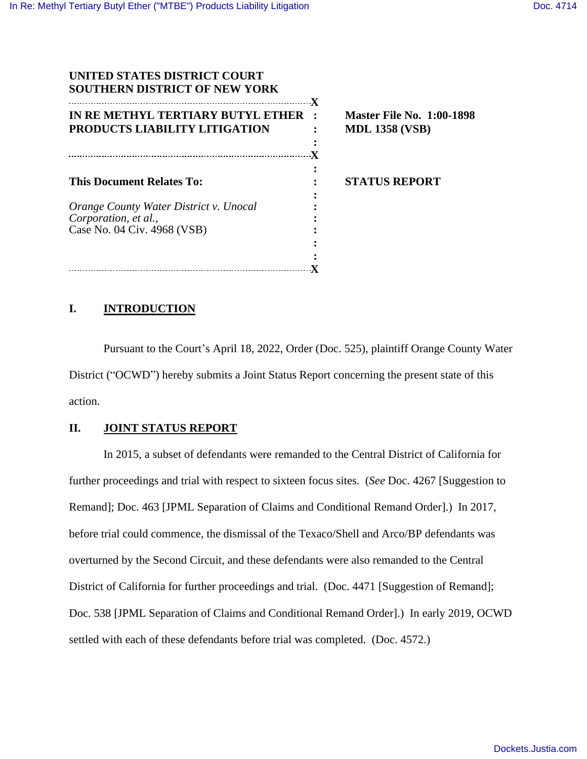**UNITED STATES DISTRICT COURT**
**SOUTHERN DISTRICT OF NEW YORK**

| | |
|---|---|
| **IN RE METHYL TERTIARY BUTYL ETHER PRODUCTS LIABILITY LITIGATION** | **Master File No. 1:00-1898**<br>**MDL 1358 (VSB)** |
| **This Document Relates To:**<br><br>*Orange County Water District v. Unocal Corporation, et al.*,<br>Case No. 04 Civ. 4968 (VSB) | **STATUS REPORT** |

## I. INTRODUCTION

Pursuant to the Court's April 18, 2022, Order (Doc. 525), plaintiff Orange County Water District ("OCWD") hereby submits a Joint Status Report concerning the present state of this action.

## II. JOINT STATUS REPORT

In 2015, a subset of defendants were remanded to the Central District of California for further proceedings and trial with respect to sixteen focus sites. (*See* Doc. 4267 [Suggestion to Remand]; Doc. 463 [JPML Separation of Claims and Conditional Remand Order].) In 2017, before trial could commence, the dismissal of the Texaco/Shell and Arco/BP defendants was overturned by the Second Circuit, and these defendants were also remanded to the Central District of California for further proceedings and trial. (Doc. 4471 [Suggestion of Remand]; Doc. 538 [JPML Separation of Claims and Conditional Remand Order].) In early 2019, OCWD settled with each of these defendants before trial was completed. (Doc. 4572.)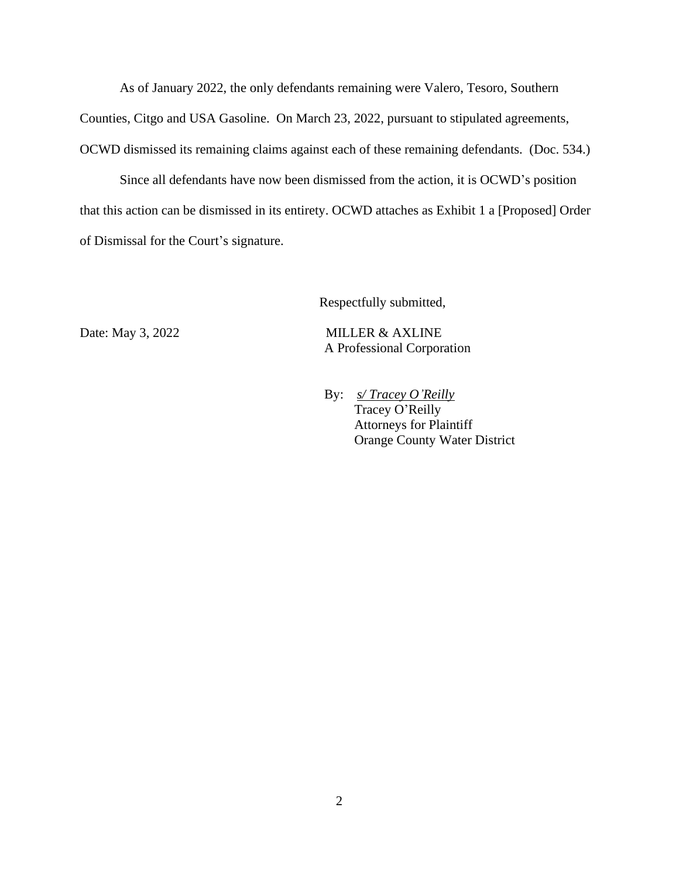As of January 2022, the only defendants remaining were Valero, Tesoro, Southern Counties, Citgo and USA Gasoline. On March 23, 2022, pursuant to stipulated agreements, OCWD dismissed its remaining claims against each of these remaining defendants. (Doc. 534.)

Since all defendants have now been dismissed from the action, it is OCWD's position that this action can be dismissed in its entirety. OCWD attaches as Exhibit 1 a [Proposed] Order of Dismissal for the Court's signature.

Respectfully submitted,

Date: May 3, 2022

MILLER & AXLINE
A Professional Corporation

By: *s/ Tracey O'Reilly*
Tracey O'Reilly
Attorneys for Plaintiff
Orange County Water District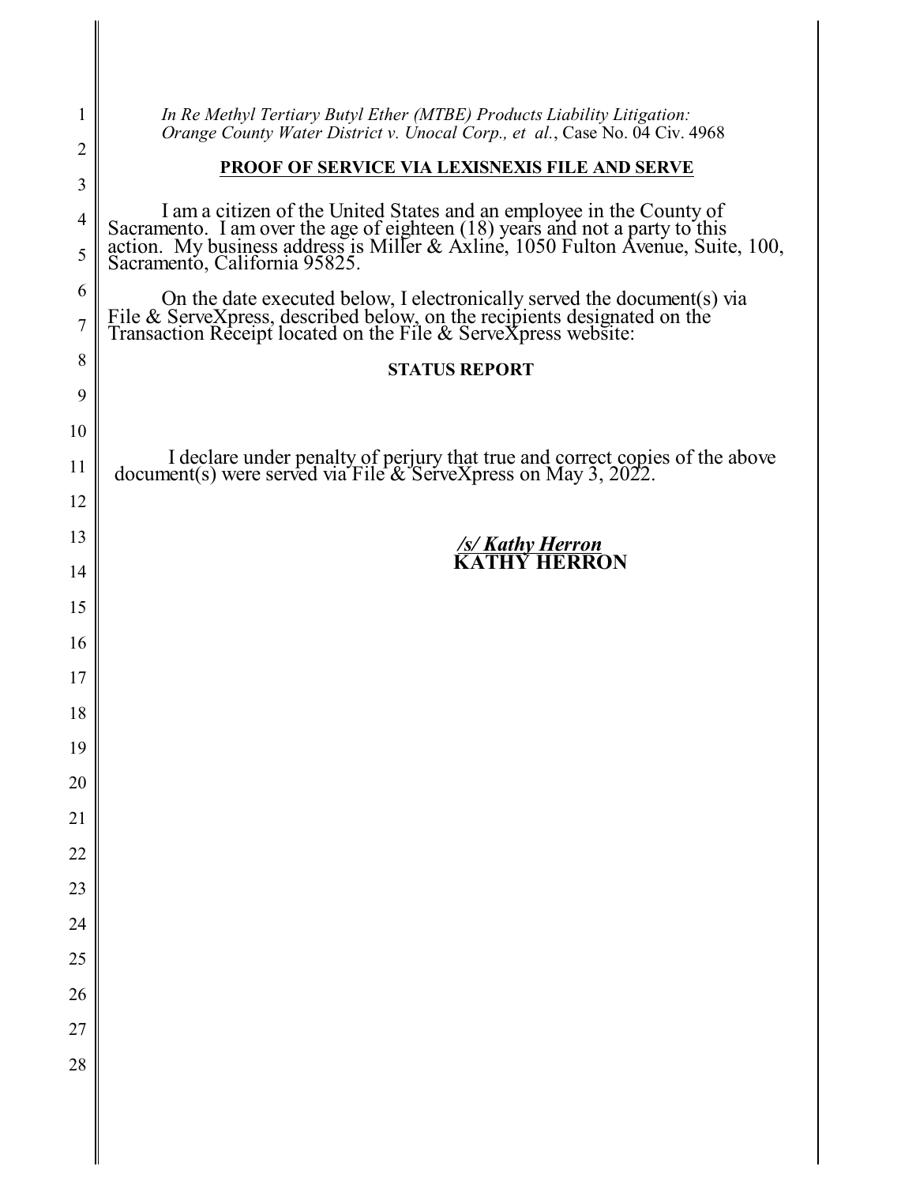*In Re Methyl Tertiary Butyl Ether (MTBE) Products Liability Litigation: Orange County Water District v. Unocal Corp., et al.*, Case No. 04 Civ. 4968

**PROOF OF SERVICE VIA LEXISNEXIS FILE AND SERVE**

I am a citizen of the United States and an employee in the County of Sacramento. I am over the age of eighteen (18) years and not a party to this action. My business address is Miller & Axline, 1050 Fulton Avenue, Suite, 100, Sacramento, California 95825.

On the date executed below, I electronically served the document(s) via File & ServeXpress, described below, on the recipients designated on the Transaction Receipt located on the File & ServeXpress website:

**STATUS REPORT**

I declare under penalty of perjury that true and correct copies of the above document(s) were served via File & ServeXpress on May 3, 2022.

*/s/ Kathy Herron*
**KATHY HERRON**